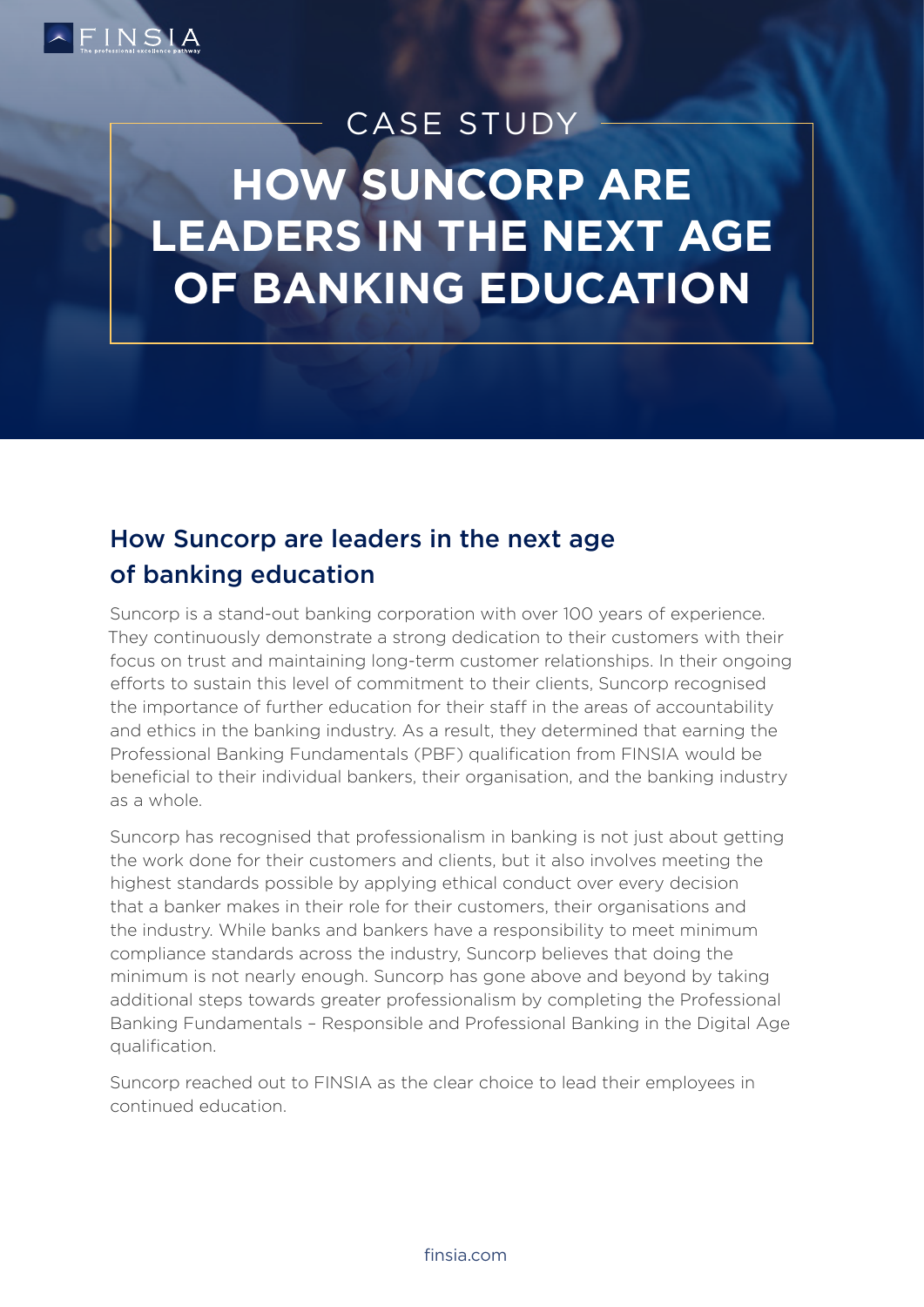CASE STUDY

# HOW SUNCORP ARE LEADERS IN THE NEXT AGE OF BANKING EDUCATION

## How Suncorp are leaders in the next age of banking education

Suncorp is a stand-out banking corporation with over 100 years of experience. They continuously demonstrate a strong dedication to their customers with their focus on trust and maintaining long-term customer relationships. In their ongoing efforts to sustain this level of commitment to their clients, Suncorp recognised the importance of further education for their staff in the areas of accountability and ethics in the banking industry. As a result, they determined that earning the Professional Banking Fundamentals (PBF) qualification from FINSIA would be beneficial to their individual bankers, their organisation, and the banking industry as a whole.

Suncorp has recognised that professionalism in banking is not just about getting the work done for their customers and clients, but it also involves meeting the highest standards possible by applying ethical conduct over every decision that a banker makes in their role for their customers, their organisations and the industry. While banks and bankers have a responsibility to meet minimum compliance standards across the industry, Suncorp believes that doing the minimum is not nearly enough. Suncorp has gone above and beyond by taking additional steps towards greater professionalism by completing the Professional Banking Fundamentals – Responsible and Professional Banking in the Digital Age qualification.

Suncorp reached out to FINSIA as the clear choice to lead their employees in continued education.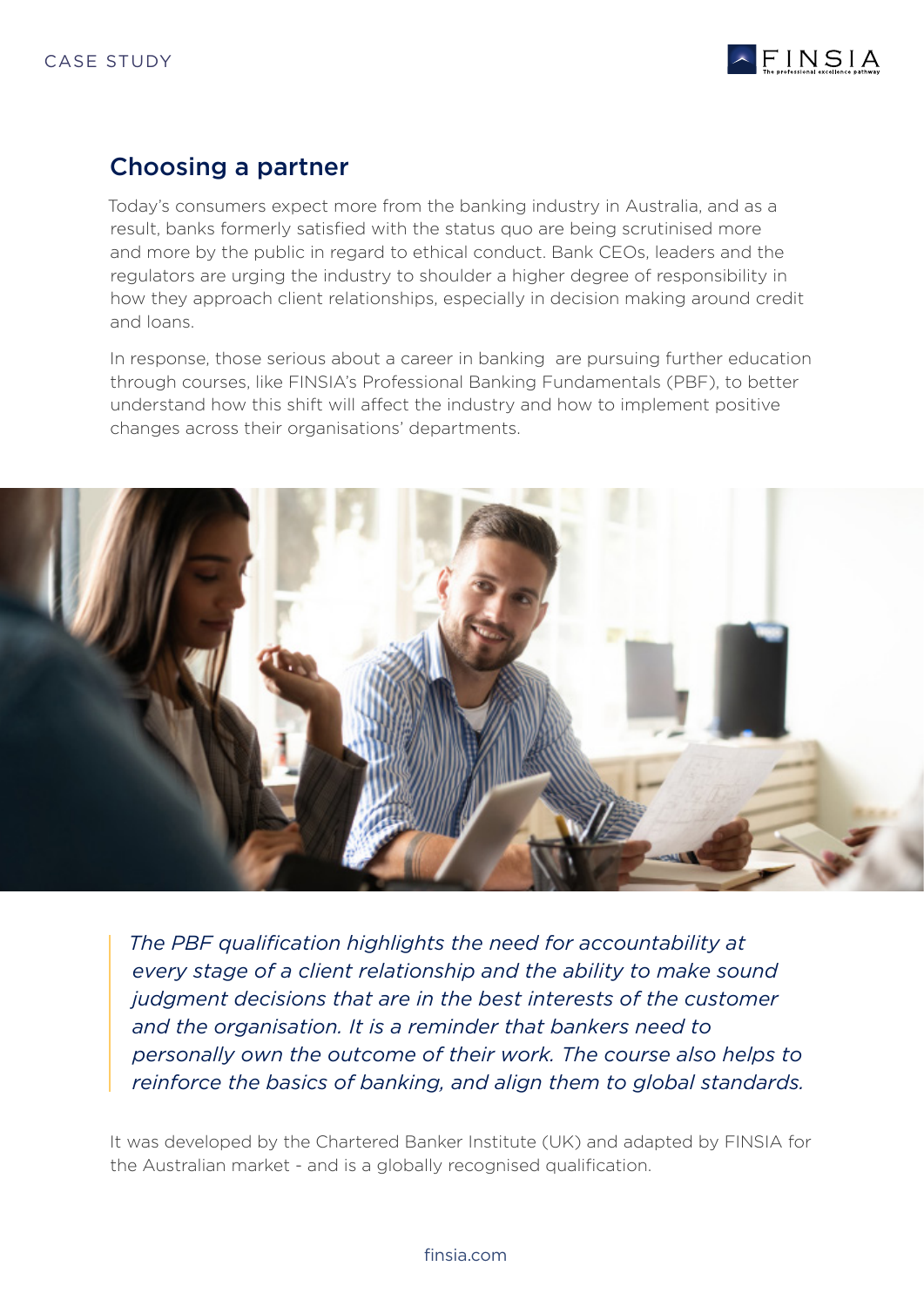## Choosing a partner

Today's consumers expect more from the banking industry in Australia, and as a result, banks formerly satisfied with the status quo are being scrutinised more and more by the public in regard to ethical conduct. Bank CEOs, leaders and the regulators are urging the industry to shoulder a higher degree of responsibility in how they approach client relationships, especially in decision making around credit and loans.

In response, those serious about a career in banking are pursuing further education through courses, like FINSIA's Professional Banking Fundamentals (PBF), to better understand how this shift will affect the industry and how to implement positive changes across their organisations' departments.

> *The PBF qualification highlights the need for accountability at every stage of a client relationship and the ability to make sound judgment decisions that are in the best interests of the customer and the organisation. It is a reminder that bankers need to personally own the outcome of their work. The course also helps to reinforce the basics of banking, and align them to global standards.*

It was developed by the Chartered Banker Institute (UK) and adapted by FINSIA for the Australian market - and is a globally recognised qualification.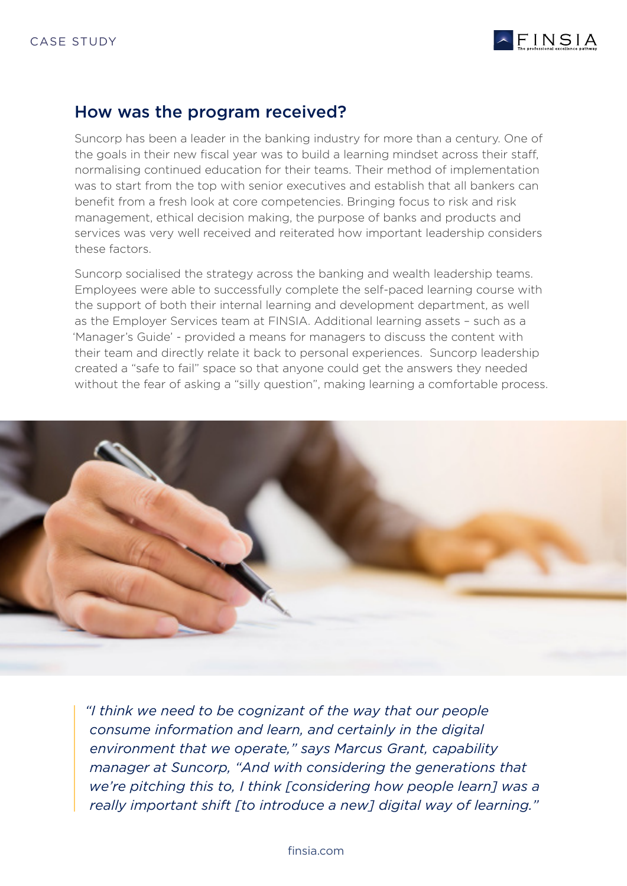## How was the program received?

Suncorp has been a leader in the banking industry for more than a century. One of the goals in their new fiscal year was to build a learning mindset across their staff, normalising continued education for their teams. Their method of implementation was to start from the top with senior executives and establish that all bankers can benefit from a fresh look at core competencies. Bringing focus to risk and risk management, ethical decision making, the purpose of banks and products and services was very well received and reiterated how important leadership considers these factors.

Suncorp socialised the strategy across the banking and wealth leadership teams. Employees were able to successfully complete the self-paced learning course with the support of both their internal learning and development department, as well as the Employer Services team at FINSIA. Additional learning assets – such as a 'Manager's Guide' - provided a means for managers to discuss the content with their team and directly relate it back to personal experiences. Suncorp leadership created a "safe to fail" space so that anyone could get the answers they needed without the fear of asking a "silly question", making learning a comfortable process.

> *"I think we need to be cognizant of the way that our people consume information and learn, and certainly in the digital environment that we operate," says Marcus Grant, capability manager at Suncorp, "And with considering the generations that we're pitching this to, I think [considering how people learn] was a really important shift [to introduce a new] digital way of learning."*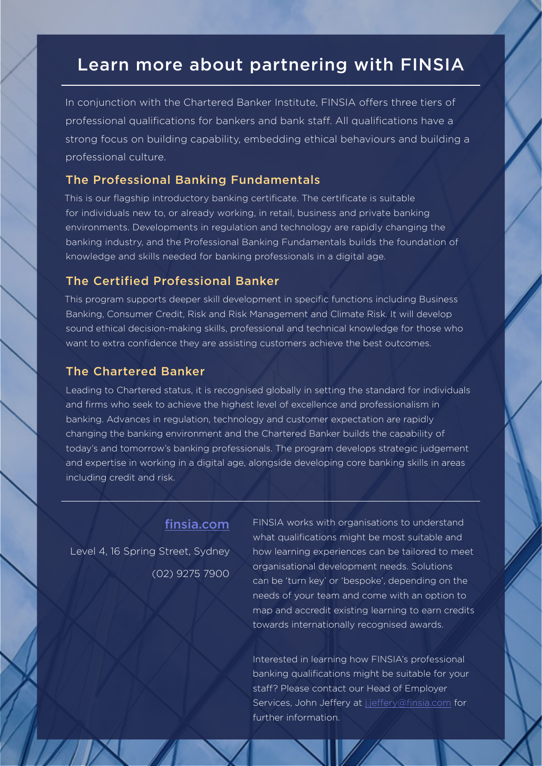# Learn more about partnering with FINSIA

In conjunction with the Chartered Banker Institute, FINSIA offers three tiers of professional qualifications for bankers and bank staff. All qualifications have a strong focus on building capability, embedding ethical behaviours and building a professional culture.

## The Professional Banking Fundamentals

This is our flagship introductory banking certificate. The certificate is suitable for individuals new to, or already working, in retail, business and private banking environments. Developments in regulation and technology are rapidly changing the banking industry, and the Professional Banking Fundamentals builds the foundation of knowledge and skills needed for banking professionals in a digital age.

## The Certified Professional Banker

This program supports deeper skill development in specific functions including Business Banking, Consumer Credit, Risk and Risk Management and Climate Risk. It will develop sound ethical decision-making skills, professional and technical knowledge for those who want to extra confidence they are assisting customers achieve the best outcomes.

## The Chartered Banker

Leading to Chartered status, it is recognised globally in setting the standard for individuals and firms who seek to achieve the highest level of excellence and professionalism in banking. Advances in regulation, technology and customer expectation are rapidly changing the banking environment and the Chartered Banker builds the capability of today's and tomorrow's banking professionals. The program develops strategic judgement and expertise in working in a digital age, alongside developing core banking skills in areas including credit and risk.

---

[finsia.com](https://finsia.com)

Level 4, 16 Spring Street, Sydney

(02) 9275 7900

FINSIA works with organisations to understand what qualifications might be most suitable and how learning experiences can be tailored to meet organisational development needs. Solutions can be 'turn key' or 'bespoke', depending on the needs of your team and come with an option to map and accredit existing learning to earn credits towards internationally recognised awards.

Interested in learning how FINSIA's professional banking qualifications might be suitable for your staff? Please contact our Head of Employer Services, John Jeffery at [j.jeffery@finsia.com](mailto:j.jeffery@finsia.com) for further information.